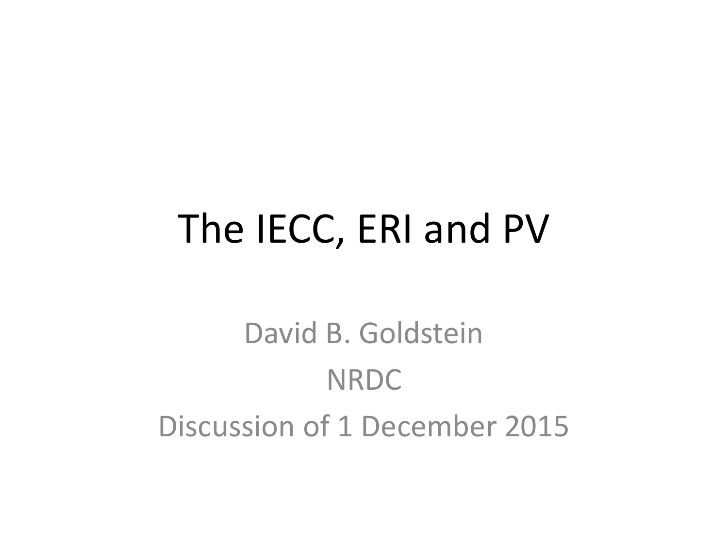# The IECC, ERI and PV

David B. Goldstein

NRDC

Discussion of 1 December 2015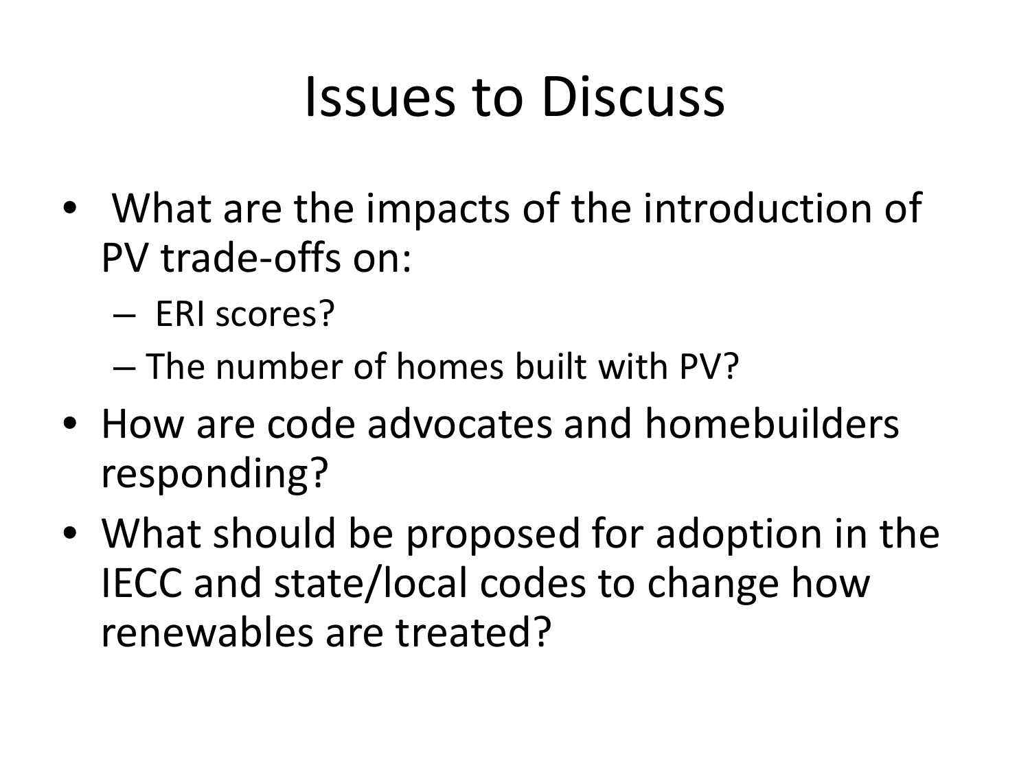# Issues to Discuss

- What are the impacts of the introduction of PV trade-offs on:
  - ERI scores?
  - The number of homes built with PV?
- How are code advocates and homebuilders responding?
- What should be proposed for adoption in the IECC and state/local codes to change how renewables are treated?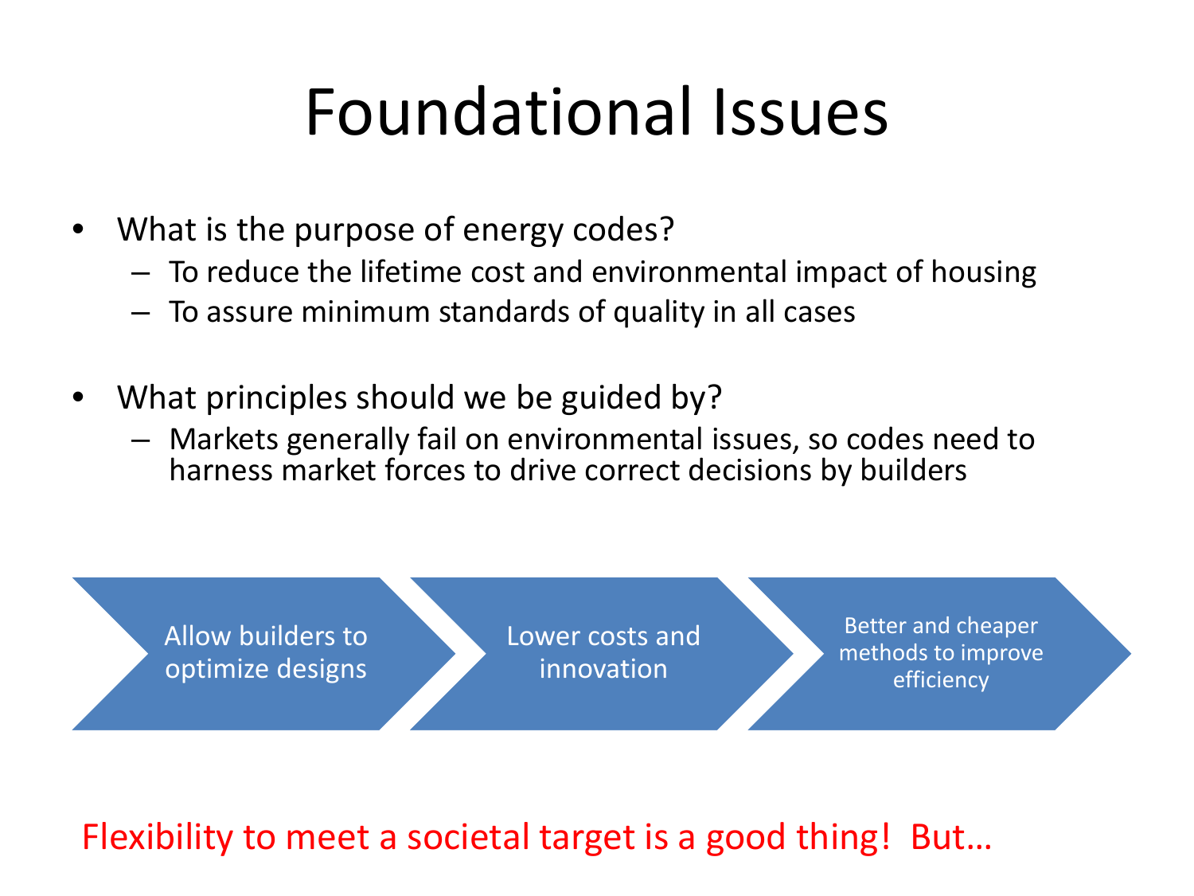# Foundational Issues

- What is the purpose of energy codes?
  - To reduce the lifetime cost and environmental impact of housing
  - To assure minimum standards of quality in all cases

- What principles should we be guided by?
  - Markets generally fail on environmental issues, so codes need to harness market forces to drive correct decisions by builders

Allow builders to optimize designs → Lower costs and innovation → Better and cheaper methods to improve efficiency

Flexibility to meet a societal target is a good thing! But…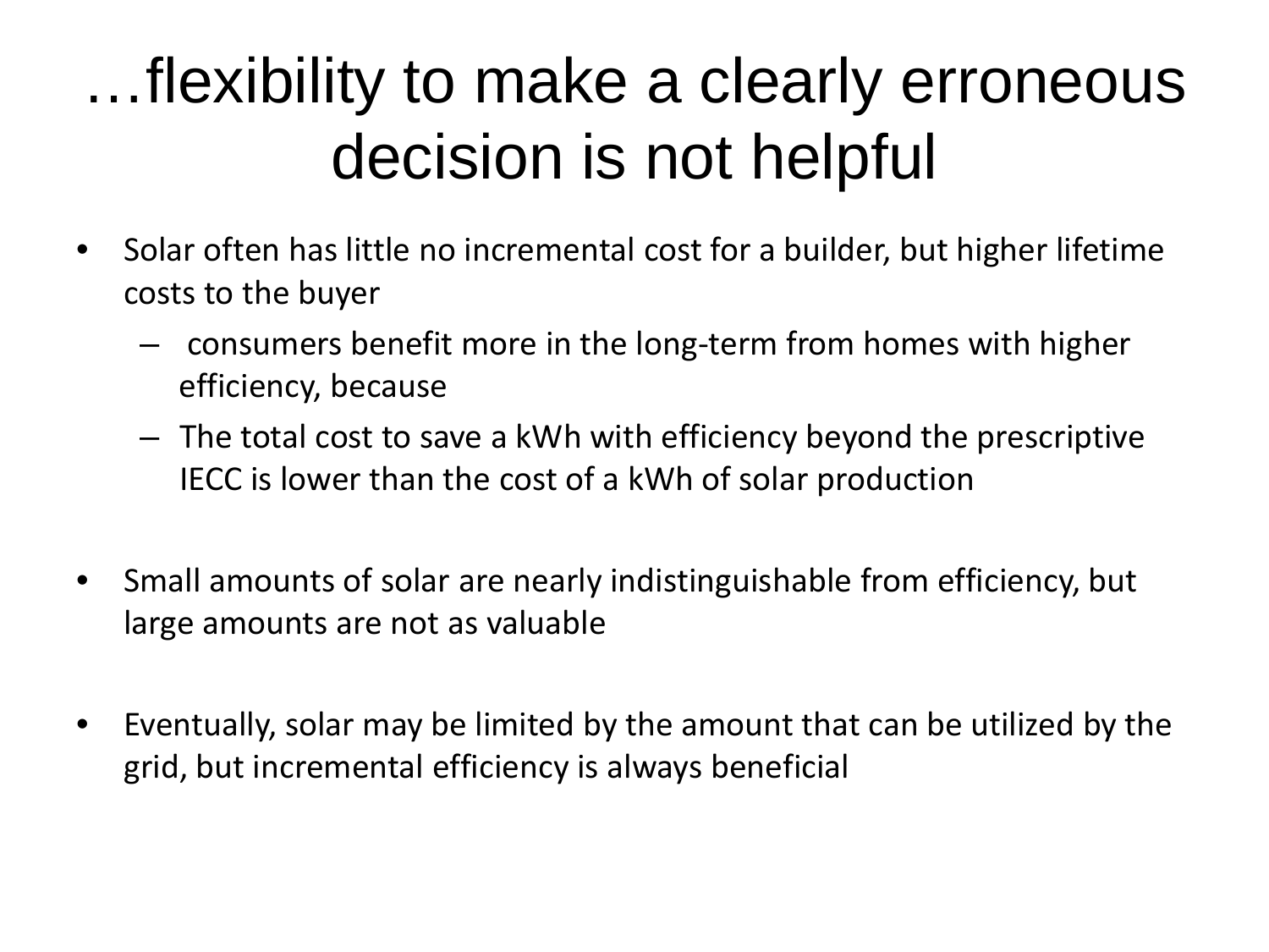# …flexibility to make a clearly erroneous decision is not helpful

- Solar often has little no incremental cost for a builder, but higher lifetime costs to the buyer
  - consumers benefit more in the long-term from homes with higher efficiency, because
  - The total cost to save a kWh with efficiency beyond the prescriptive IECC is lower than the cost of a kWh of solar production

- Small amounts of solar are nearly indistinguishable from efficiency, but large amounts are not as valuable

- Eventually, solar may be limited by the amount that can be utilized by the grid, but incremental efficiency is always beneficial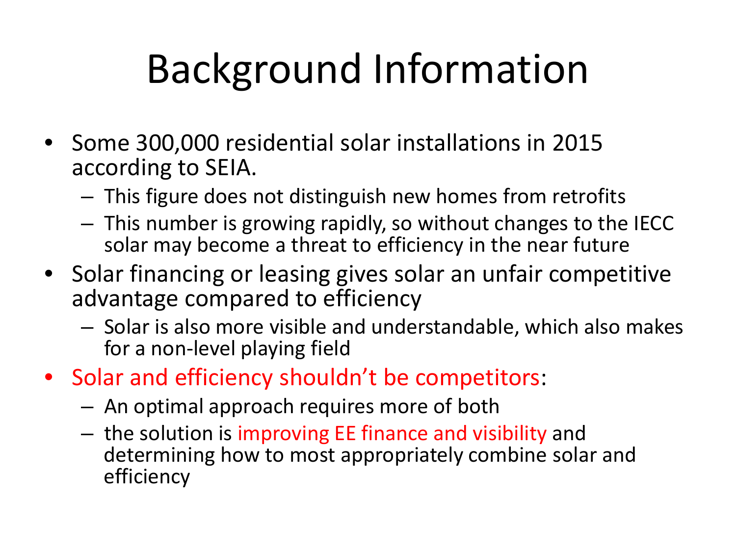# Background Information

- Some 300,000 residential solar installations in 2015 according to SEIA.
  - This figure does not distinguish new homes from retrofits
  - This number is growing rapidly, so without changes to the IECC solar may become a threat to efficiency in the near future
- Solar financing or leasing gives solar an unfair competitive advantage compared to efficiency
  - Solar is also more visible and understandable, which also makes for a non-level playing field
- Solar and efficiency shouldn't be competitors:
  - An optimal approach requires more of both
  - the solution is improving EE finance and visibility and determining how to most appropriately combine solar and efficiency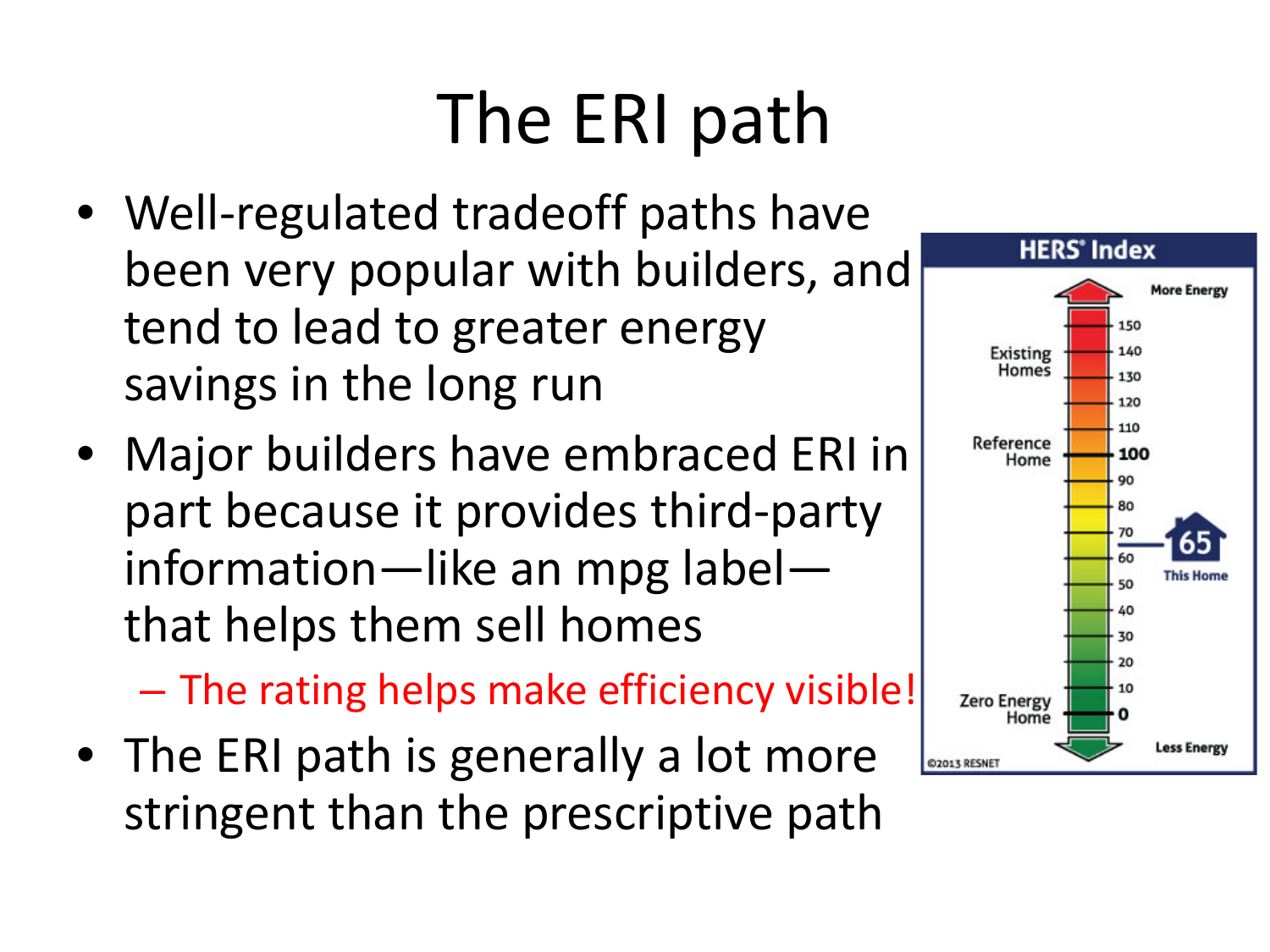# The ERI path

- Well-regulated tradeoff paths have been very popular with builders, and tend to lead to greater energy savings in the long run
- Major builders have embraced ERI in part because it provides third-party information—like an mpg label—that helps them sell homes
  - The rating helps make efficiency visible!
- The ERI path is generally a lot more stringent than the prescriptive path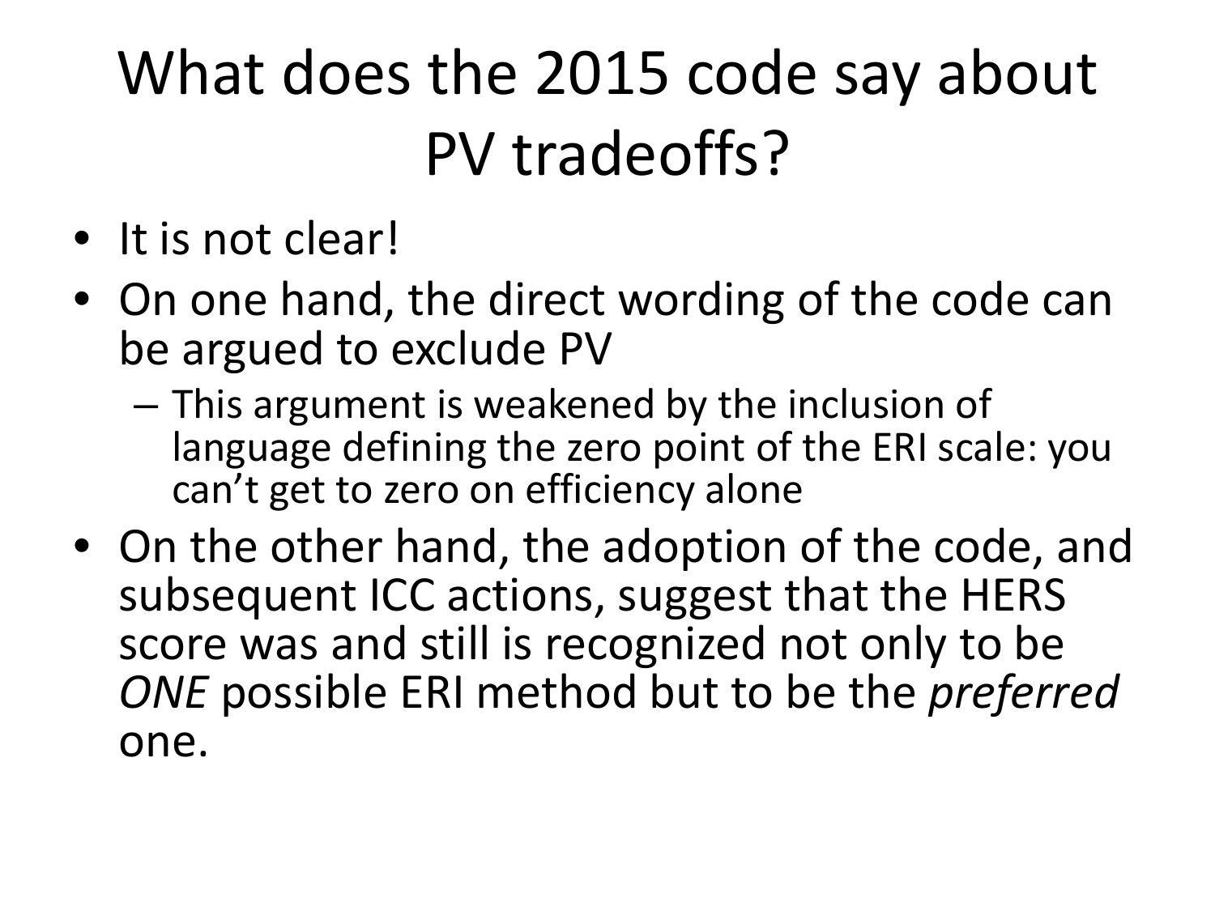# What does the 2015 code say about PV tradeoffs?

- It is not clear!
- On one hand, the direct wording of the code can be argued to exclude PV
  - This argument is weakened by the inclusion of language defining the zero point of the ERI scale: you can't get to zero on efficiency alone
- On the other hand, the adoption of the code, and subsequent ICC actions, suggest that the HERS score was and still is recognized not only to be *ONE* possible ERI method but to be the *preferred* one.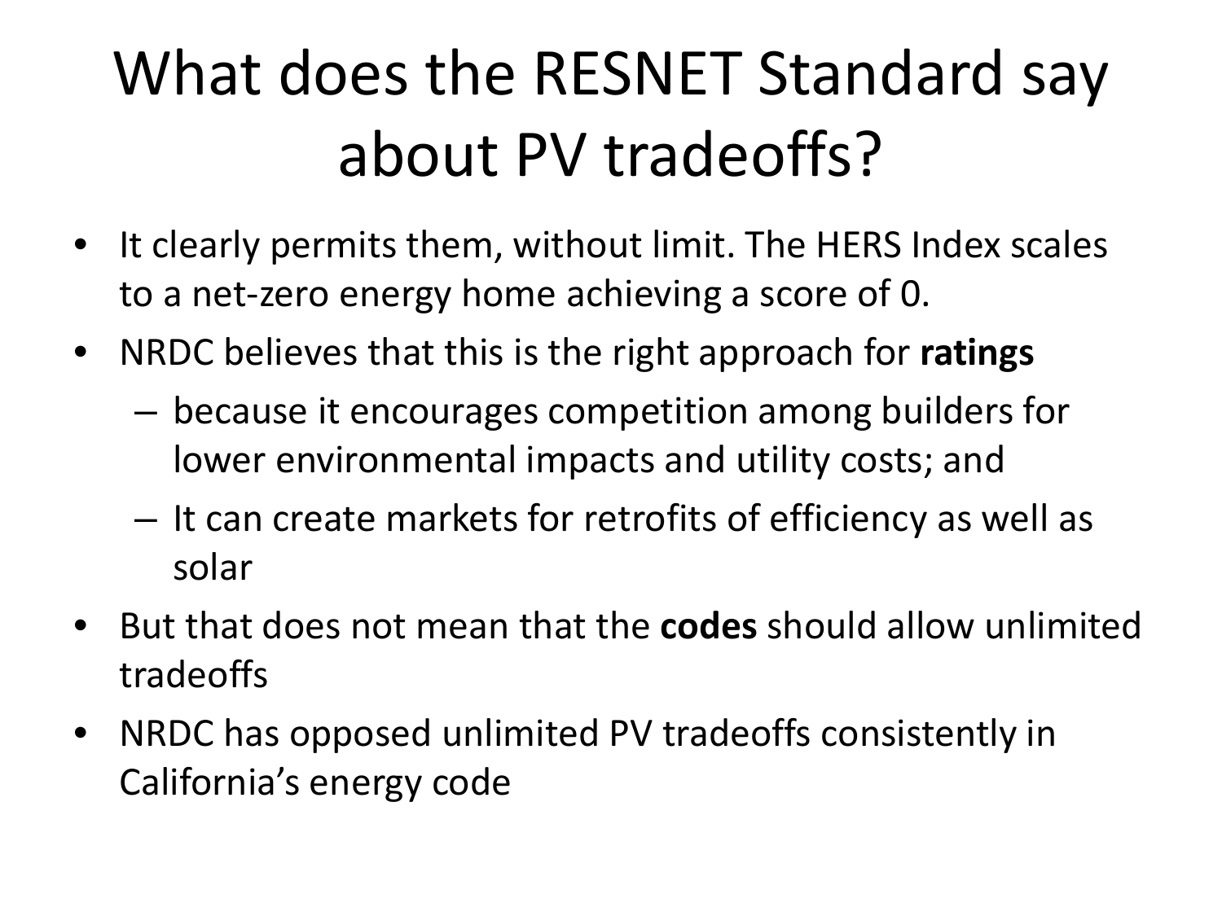# What does the RESNET Standard say about PV tradeoffs?

- It clearly permits them, without limit. The HERS Index scales to a net-zero energy home achieving a score of 0.
- NRDC believes that this is the right approach for **ratings**
  - because it encourages competition among builders for lower environmental impacts and utility costs; and
  - It can create markets for retrofits of efficiency as well as solar
- But that does not mean that the **codes** should allow unlimited tradeoffs
- NRDC has opposed unlimited PV tradeoffs consistently in California's energy code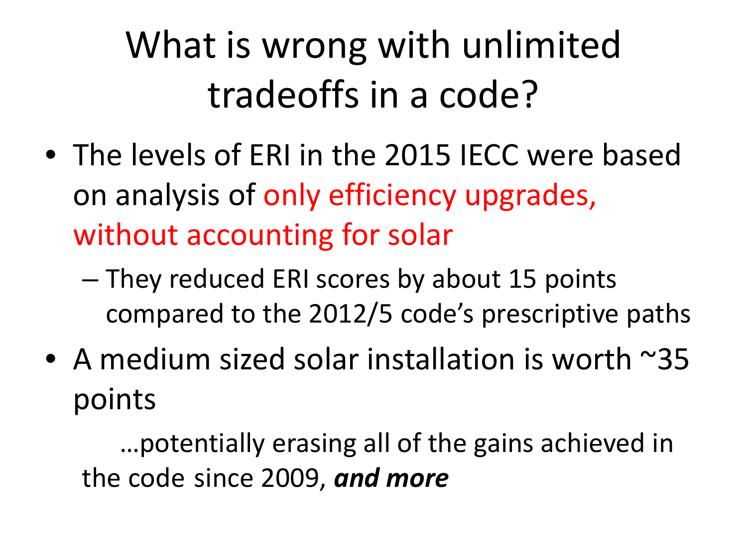# What is wrong with unlimited tradeoffs in a code?

- The levels of ERI in the 2015 IECC were based on analysis of only efficiency upgrades, without accounting for solar
  - They reduced ERI scores by about 15 points compared to the 2012/5 code's prescriptive paths
- A medium sized solar installation is worth ~35 points

…potentially erasing all of the gains achieved in the code since 2009, ***and more***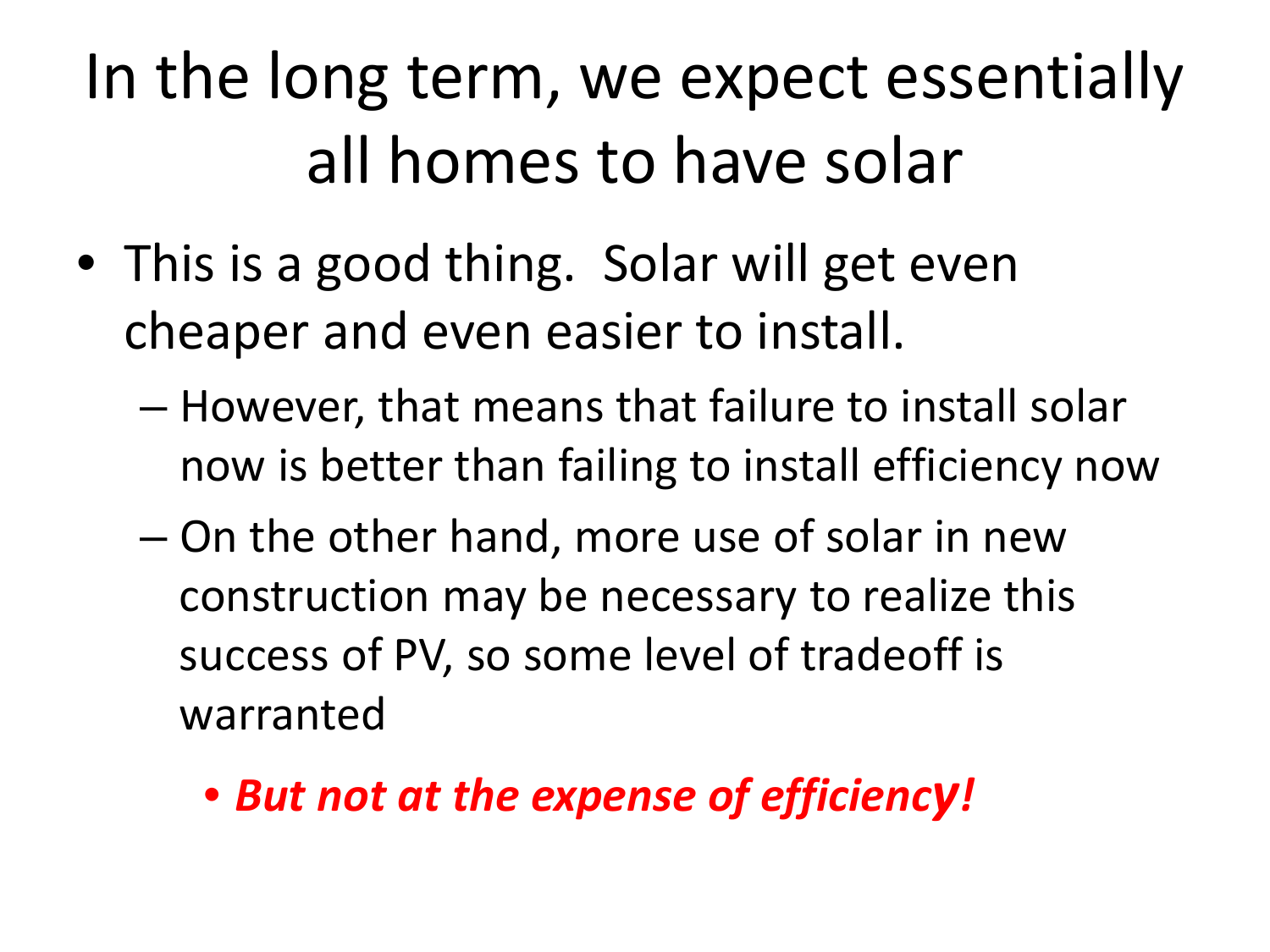# In the long term, we expect essentially all homes to have solar

- This is a good thing. Solar will get even cheaper and even easier to install.
  - However, that means that failure to install solar now is better than failing to install efficiency now
  - On the other hand, more use of solar in new construction may be necessary to realize this success of PV, so some level of tradeoff is warranted
    - ***But not at the expense of efficiency!***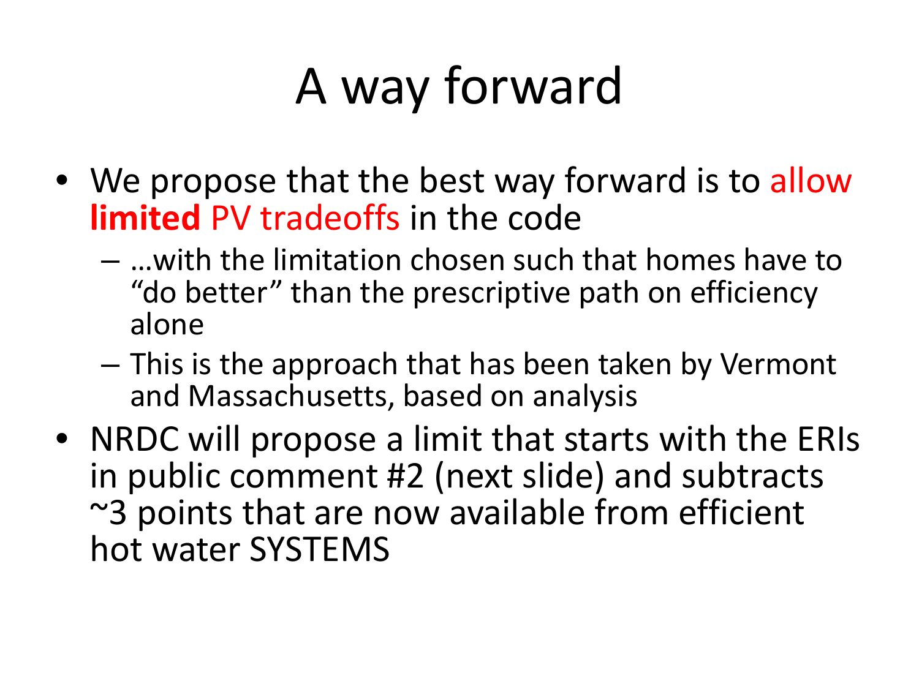# A way forward

- We propose that the best way forward is to allow **limited** PV tradeoffs in the code
  - …with the limitation chosen such that homes have to "do better" than the prescriptive path on efficiency alone
  - This is the approach that has been taken by Vermont and Massachusetts, based on analysis
- NRDC will propose a limit that starts with the ERIs in public comment #2 (next slide) and subtracts ~3 points that are now available from efficient hot water SYSTEMS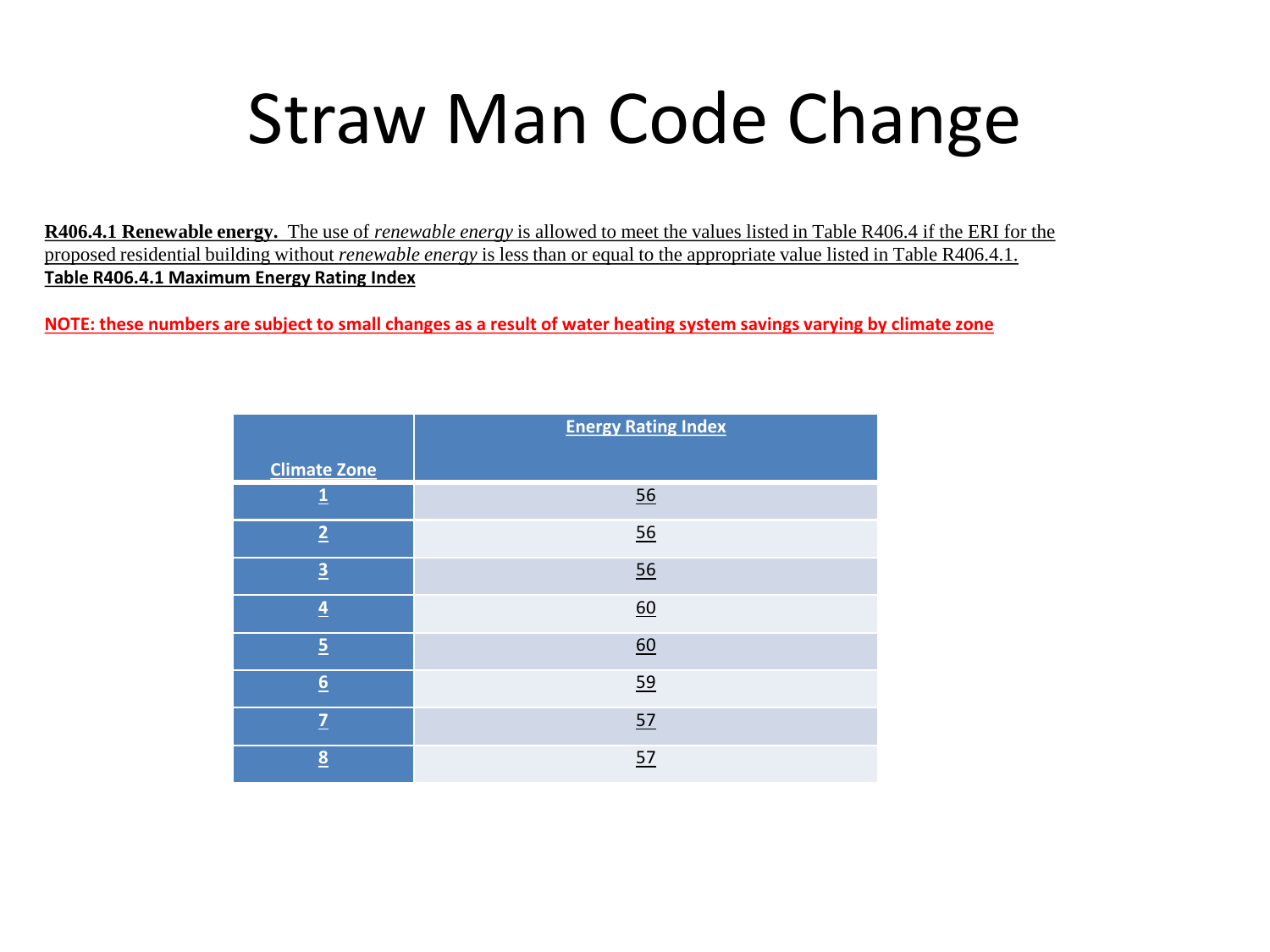# Straw Man Code Change

**R406.4.1 Renewable energy.** The use of *renewable energy* is allowed to meet the values listed in Table R406.4 if the ERI for the proposed residential building without *renewable energy* is less than or equal to the appropriate value listed in Table R406.4.1.

**Table R406.4.1 Maximum Energy Rating Index**

**NOTE: these numbers are subject to small changes as a result of water heating system savings varying by climate zone**

| Climate Zone | Energy Rating Index |
|---|---|
| 1 | 56 |
| 2 | 56 |
| 3 | 56 |
| 4 | 60 |
| 5 | 60 |
| 6 | 59 |
| 7 | 57 |
| 8 | 57 |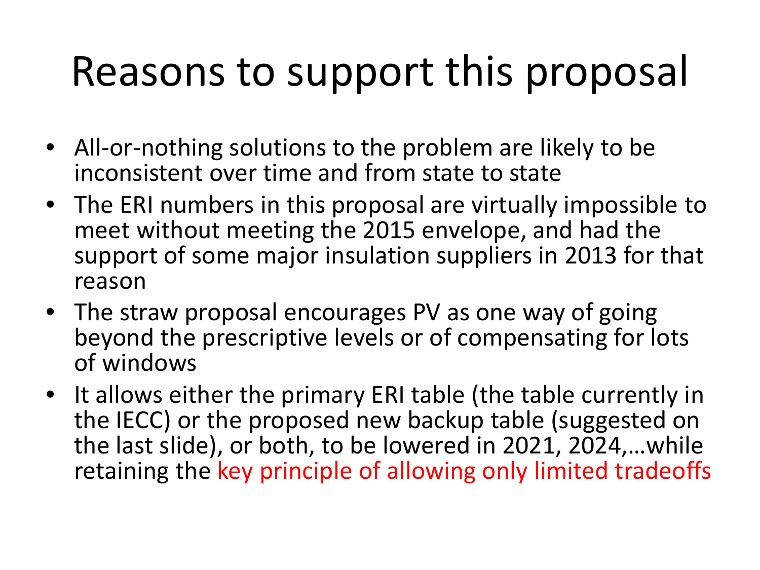# Reasons to support this proposal

- All-or-nothing solutions to the problem are likely to be inconsistent over time and from state to state
- The ERI numbers in this proposal are virtually impossible to meet without meeting the 2015 envelope, and had the support of some major insulation suppliers in 2013 for that reason
- The straw proposal encourages PV as one way of going beyond the prescriptive levels or of compensating for lots of windows
- It allows either the primary ERI table (the table currently in the IECC) or the proposed new backup table (suggested on the last slide), or both, to be lowered in 2021, 2024,…while retaining the key principle of allowing only limited tradeoffs